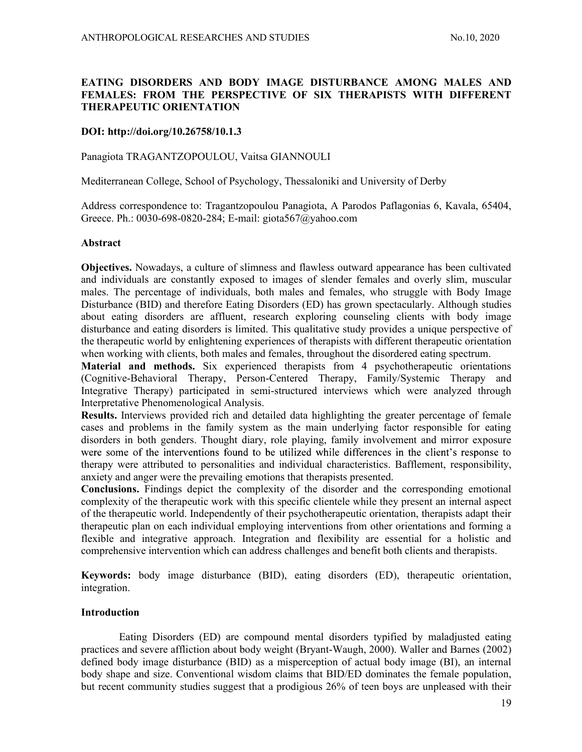# EATING DISORDERS AND BODY IMAGE DISTURBANCE AMONG MALES AND FEMALES: FROM THE PERSPECTIVE OF SIX THERAPISTS WITH DIFFERENT THERAPEUTIC ORIENTATION

**DOI: http://doi.org/10.26758/10.1.3**

Panagiota TRAGANTZOPOULOU, Vaitsa GIANNOULI

Mediterranean College, School of Psychology, Thessaloniki and University of Derby

Address correspondence to: Tragantzopoulou Panagiota, A Parodos Paflagonias 6, Kavala, 65404, Greece. Ph.: 0030-698-0820-284; E-mail: giota567@yahoo.com

## Abstract

**Objectives.** Nowadays, a culture of slimness and flawless outward appearance has been cultivated and individuals are constantly exposed to images of slender females and overly slim, muscular males. The percentage of individuals, both males and females, who struggle with Body Image Disturbance (BID) and therefore Eating Disorders (ED) has grown spectacularly. Although studies about eating disorders are affluent, research exploring counseling clients with body image disturbance and eating disorders is limited. This qualitative study provides a unique perspective of the therapeutic world by enlightening experiences of therapists with different therapeutic orientation when working with clients, both males and females, throughout the disordered eating spectrum.

**Material and methods.** Six experienced therapists from 4 psychotherapeutic orientations (Cognitive-Behavioral Therapy, Person-Centered Therapy, Family/Systemic Therapy and Integrative Therapy) participated in semi-structured interviews which were analyzed through Interpretative Phenomenological Analysis.

**Results.** Interviews provided rich and detailed data highlighting the greater percentage of female cases and problems in the family system as the main underlying factor responsible for eating disorders in both genders. Thought diary, role playing, family involvement and mirror exposure were some of the interventions found to be utilized while differences in the client's response to therapy were attributed to personalities and individual characteristics. Bafflement, responsibility, anxiety and anger were the prevailing emotions that therapists presented.

**Conclusions.** Findings depict the complexity of the disorder and the corresponding emotional complexity of the therapeutic work with this specific clientele while they present an internal aspect of the therapeutic world. Independently of their psychotherapeutic orientation, therapists adapt their therapeutic plan on each individual employing interventions from other orientations and forming a flexible and integrative approach. Integration and flexibility are essential for a holistic and comprehensive intervention which can address challenges and benefit both clients and therapists.

**Keywords:** body image disturbance (BID), eating disorders (ED), therapeutic orientation, integration.

## Introduction

Eating Disorders (ED) are compound mental disorders typified by maladjusted eating practices and severe affliction about body weight (Bryant-Waugh, 2000). Waller and Barnes (2002) defined body image disturbance (BID) as a misperception of actual body image (BI), an internal body shape and size. Conventional wisdom claims that BID/ED dominates the female population, but recent community studies suggest that a prodigious 26% of teen boys are unpleased with their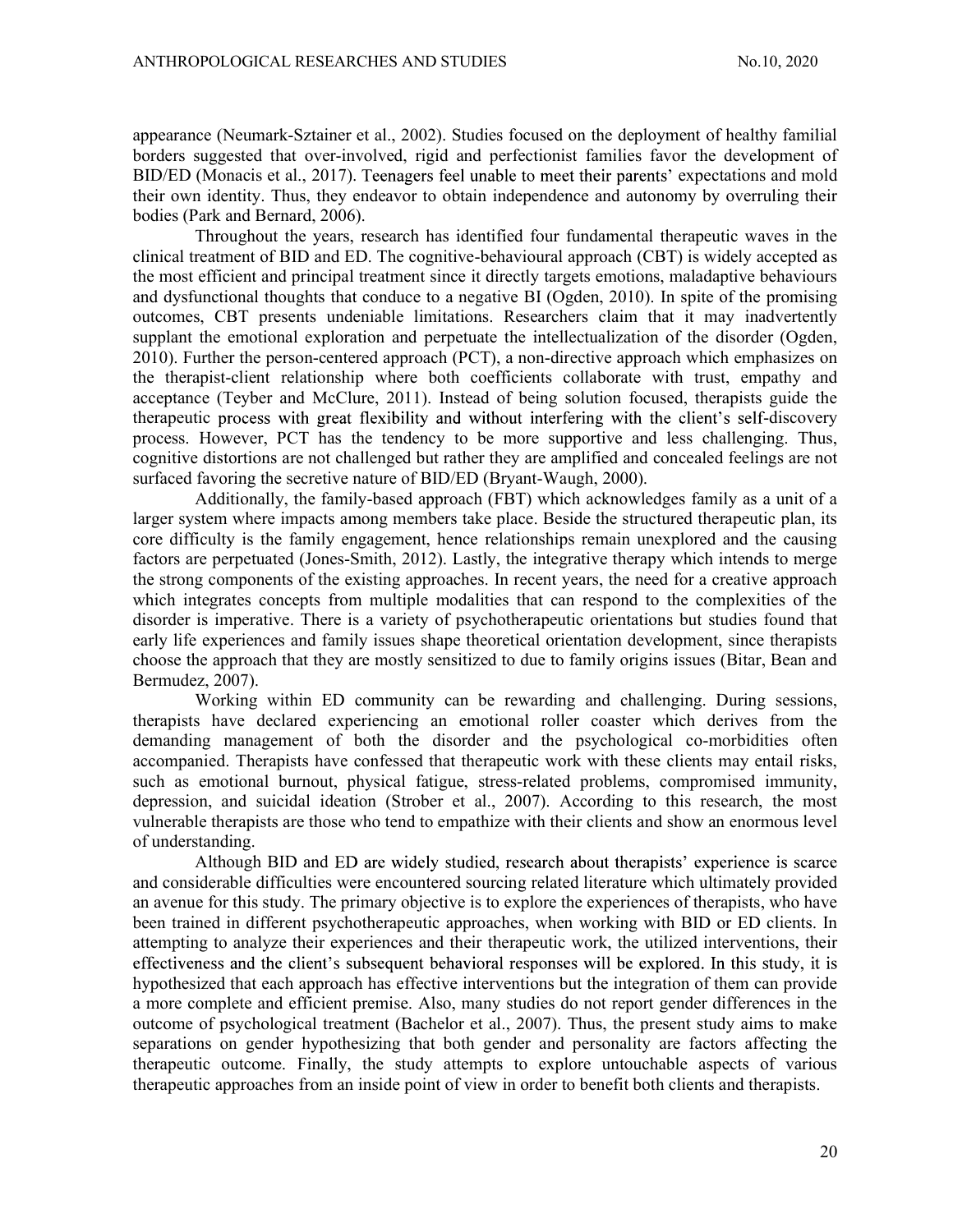appearance (Neumark-Sztainer et al., 2002). Studies focused on the deployment of healthy familial borders suggested that over-involved, rigid and perfectionist families favor the development of BID/ED (Monacis et al., 2017). Teenagers feel unable to meet their parents' expectations and mold their own identity. Thus, they endeavor to obtain independence and autonomy by overruling their bodies (Park and Bernard, 2006).

Throughout the years, research has identified four fundamental therapeutic waves in the clinical treatment of BID and ED. The cognitive-behavioural approach (CBT) is widely accepted as the most efficient and principal treatment since it directly targets emotions, maladaptive behaviours and dysfunctional thoughts that conduce to a negative BI (Ogden, 2010). In spite of the promising outcomes, CBT presents undeniable limitations. Researchers claim that it may inadvertently supplant the emotional exploration and perpetuate the intellectualization of the disorder (Ogden, 2010). Further the person-centered approach (PCT), a non-directive approach which emphasizes on the therapist-client relationship where both coefficients collaborate with trust, empathy and acceptance (Teyber and McClure, 2011). Instead of being solution focused, therapists guide the therapeutic process with great flexibility and without interfering with the client's self-discovery process. However, PCT has the tendency to be more supportive and less challenging. Thus, cognitive distortions are not challenged but rather they are amplified and concealed feelings are not surfaced favoring the secretive nature of BID/ED (Bryant-Waugh, 2000).

Additionally, the family-based approach (FBT) which acknowledges family as a unit of a larger system where impacts among members take place. Beside the structured therapeutic plan, its core difficulty is the family engagement, hence relationships remain unexplored and the causing factors are perpetuated (Jones-Smith, 2012). Lastly, the integrative therapy which intends to merge the strong components of the existing approaches. In recent years, the need for a creative approach which integrates concepts from multiple modalities that can respond to the complexities of the disorder is imperative. There is a variety of psychotherapeutic orientations but studies found that early life experiences and family issues shape theoretical orientation development, since therapists choose the approach that they are mostly sensitized to due to family origins issues (Bitar, Bean and Bermudez, 2007).

Working within ED community can be rewarding and challenging. During sessions, therapists have declared experiencing an emotional roller coaster which derives from the demanding management of both the disorder and the psychological co-morbidities often accompanied. Therapists have confessed that therapeutic work with these clients may entail risks, such as emotional burnout, physical fatigue, stress-related problems, compromised immunity, depression, and suicidal ideation (Strober et al., 2007). According to this research, the most vulnerable therapists are those who tend to empathize with their clients and show an enormous level of understanding.

Although BID and ED are widely studied, research about therapists' experience is scarce and considerable difficulties were encountered sourcing related literature which ultimately provided an avenue for this study. The primary objective is to explore the experiences of therapists, who have been trained in different psychotherapeutic approaches, when working with BID or ED clients. In attempting to analyze their experiences and their therapeutic work, the utilized interventions, their effectiveness and the client's subsequent behavioral responses will be explored. In this study, it is hypothesized that each approach has effective interventions but the integration of them can provide a more complete and efficient premise. Also, many studies do not report gender differences in the outcome of psychological treatment (Bachelor et al., 2007). Thus, the present study aims to make separations on gender hypothesizing that both gender and personality are factors affecting the therapeutic outcome. Finally, the study attempts to explore untouchable aspects of various therapeutic approaches from an inside point of view in order to benefit both clients and therapists.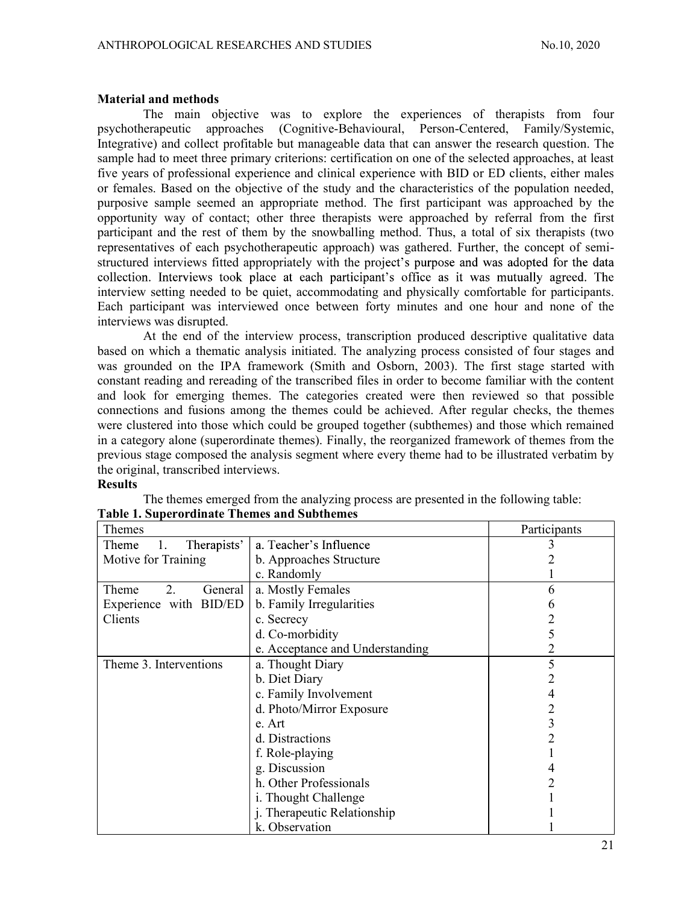**Material and methods**

The main objective was to explore the experiences of therapists from four psychotherapeutic approaches (Cognitive-Behavioural, Person-Centered, Family/Systemic, Integrative) and collect profitable but manageable data that can answer the research question. The sample had to meet three primary criterions: certification on one of the selected approaches, at least five years of professional experience and clinical experience with BID or ED clients, either males or females. Based on the objective of the study and the characteristics of the population needed, purposive sample seemed an appropriate method. The first participant was approached by the opportunity way of contact; other three therapists were approached by referral from the first participant and the rest of them by the snowballing method. Thus, a total of six therapists (two representatives of each psychotherapeutic approach) was gathered. Further, the concept of semi-structured interviews fitted appropriately with the project's purpose and was adopted for the data collection. Interviews took place at each participant's office as it was mutually agreed. The interview setting needed to be quiet, accommodating and physically comfortable for participants. Each participant was interviewed once between forty minutes and one hour and none of the interviews was disrupted.

At the end of the interview process, transcription produced descriptive qualitative data based on which a thematic analysis initiated. The analyzing process consisted of four stages and was grounded on the IPA framework (Smith and Osborn, 2003). The first stage started with constant reading and rereading of the transcribed files in order to become familiar with the content and look for emerging themes. The categories created were then reviewed so that possible connections and fusions among the themes could be achieved. After regular checks, the themes were clustered into those which could be grouped together (subthemes) and those which remained in a category alone (superordinate themes). Finally, the reorganized framework of themes from the previous stage composed the analysis segment where every theme had to be illustrated verbatim by the original, transcribed interviews.

**Results**

The themes emerged from the analyzing process are presented in the following table:

**Table 1. Superordinate Themes and Subthemes**

| Themes | | Participants |
|---|---|---|
| Theme 1. Therapists' Motive for Training | a. Teacher's Influence | 3 |
| | b. Approaches Structure | 2 |
| | c. Randomly | 1 |
| Theme 2. General Experience with BID/ED Clients | a. Mostly Females | 6 |
| | b. Family Irregularities | 6 |
| | c. Secrecy | 2 |
| | d. Co-morbidity | 5 |
| | e. Acceptance and Understanding | 2 |
| Theme 3. Interventions | a. Thought Diary | 5 |
| | b. Diet Diary | 2 |
| | c. Family Involvement | 4 |
| | d. Photo/Mirror Exposure | 2 |
| | e. Art | 3 |
| | d. Distractions | 2 |
| | f. Role-playing | 1 |
| | g. Discussion | 4 |
| | h. Other Professionals | 2 |
| | i. Thought Challenge | 1 |
| | j. Therapeutic Relationship | 1 |
| | k. Observation | 1 |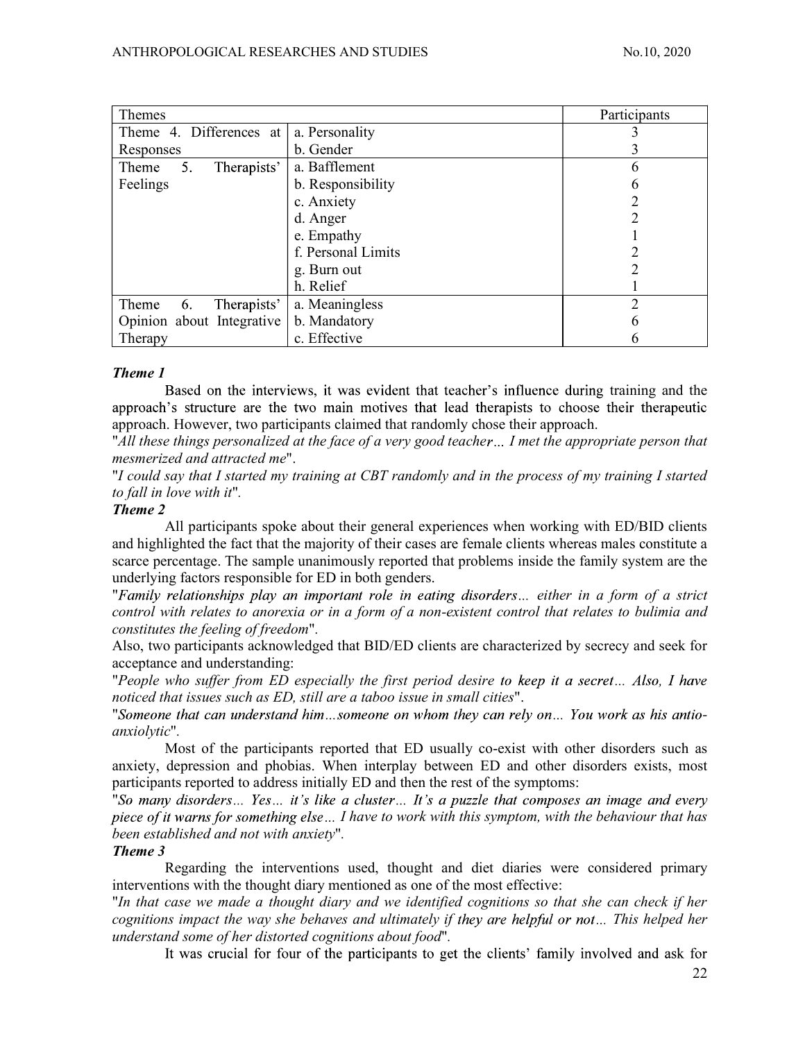| Themes | | Participants |
|---|---|---|
| Theme 4. Differences at Responses | a. Personality | 3 |
| | b. Gender | 3 |
| Theme 5. Therapists' Feelings | a. Bafflement | 6 |
| | b. Responsibility | 6 |
| | c. Anxiety | 2 |
| | d. Anger | 2 |
| | e. Empathy | 1 |
| | f. Personal Limits | 2 |
| | g. Burn out | 2 |
| | h. Relief | 1 |
| Theme 6. Therapists' Opinion about Integrative Therapy | a. Meaningless | 2 |
| | b. Mandatory | 6 |
| | c. Effective | 6 |

***Theme 1***

Based on the interviews, it was evident that teacher's influence during training and the approach's structure are the two main motives that lead therapists to choose their therapeutic approach. However, two participants claimed that randomly chose their approach.

"*All these things personalized at the face of a very good teacher… I met the appropriate person that mesmerized and attracted me*".

"*I could say that I started my training at CBT randomly and in the process of my training I started to fall in love with it*".

***Theme 2***

All participants spoke about their general experiences when working with ED/BID clients and highlighted the fact that the majority of their cases are female clients whereas males constitute a scarce percentage. The sample unanimously reported that problems inside the family system are the underlying factors responsible for ED in both genders.

"*Family relationships play an important role in eating disorders… either in a form of a strict control with relates to anorexia or in a form of a non-existent control that relates to bulimia and constitutes the feeling of freedom*".

Also, two participants acknowledged that BID/ED clients are characterized by secrecy and seek for acceptance and understanding:

"*People who suffer from ED especially the first period desire to keep it a secret… Also, I have noticed that issues such as ED, still are a taboo issue in small cities*".

"*Someone that can understand him…someone on whom they can rely on… You work as his antio-anxiolytic*".

Most of the participants reported that ED usually co-exist with other disorders such as anxiety, depression and phobias. When interplay between ED and other disorders exists, most participants reported to address initially ED and then the rest of the symptoms:

"*So many disorders… Yes… it's like a cluster… It's a puzzle that composes an image and every piece of it warns for something else… I have to work with this symptom, with the behaviour that has been established and not with anxiety*".

***Theme 3***

Regarding the interventions used, thought and diet diaries were considered primary interventions with the thought diary mentioned as one of the most effective:

"*In that case we made a thought diary and we identified cognitions so that she can check if her cognitions impact the way she behaves and ultimately if they are helpful or not… This helped her understand some of her distorted cognitions about food*".

It was crucial for four of the participants to get the clients' family involved and ask for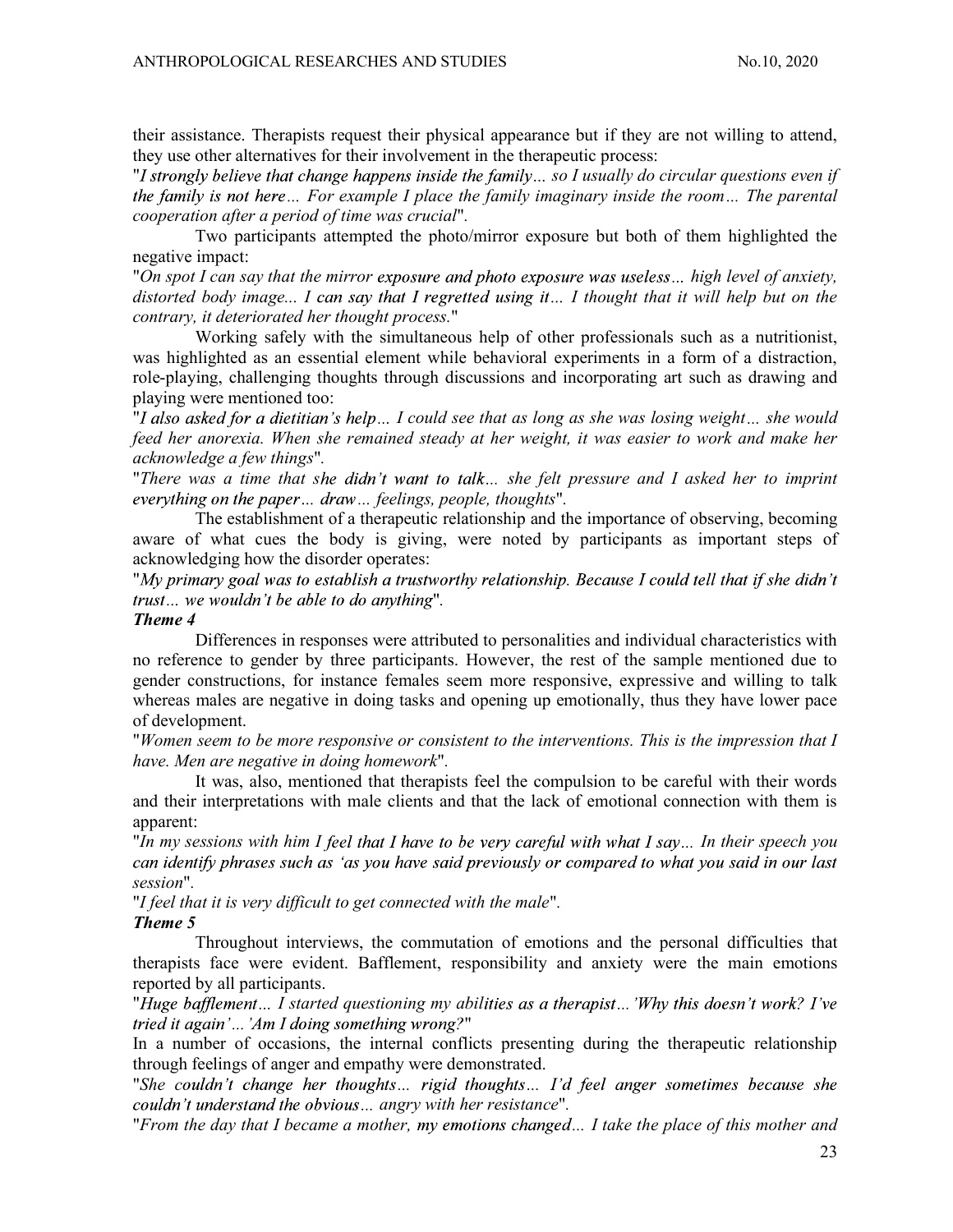their assistance. Therapists request their physical appearance but if they are not willing to attend, they use other alternatives for their involvement in the therapeutic process:

"*I strongly believe that change happens inside the family… so I usually do circular questions even if the family is not here… For example I place the family imaginary inside the room… The parental cooperation after a period of time was crucial*".

Two participants attempted the photo/mirror exposure but both of them highlighted the negative impact:

"*On spot I can say that the mirror exposure and photo exposure was useless… high level of anxiety, distorted body image... I can say that I regretted using it… I thought that it will help but on the contrary, it deteriorated her thought process.*"

Working safely with the simultaneous help of other professionals such as a nutritionist, was highlighted as an essential element while behavioral experiments in a form of a distraction, role-playing, challenging thoughts through discussions and incorporating art such as drawing and playing were mentioned too:

"*I also asked for a dietitian's help… I could see that as long as she was losing weight… she would feed her anorexia. When she remained steady at her weight, it was easier to work and make her acknowledge a few things*".

"*There was a time that she didn't want to talk… she felt pressure and I asked her to imprint everything on the paper… draw… feelings, people, thoughts*".

The establishment of a therapeutic relationship and the importance of observing, becoming aware of what cues the body is giving, were noted by participants as important steps of acknowledging how the disorder operates:

"*My primary goal was to establish a trustworthy relationship. Because I could tell that if she didn't trust… we wouldn't be able to do anything*".

***Theme 4***

Differences in responses were attributed to personalities and individual characteristics with no reference to gender by three participants. However, the rest of the sample mentioned due to gender constructions, for instance females seem more responsive, expressive and willing to talk whereas males are negative in doing tasks and opening up emotionally, thus they have lower pace of development.

"*Women seem to be more responsive or consistent to the interventions. This is the impression that I have. Men are negative in doing homework*".

It was, also, mentioned that therapists feel the compulsion to be careful with their words and their interpretations with male clients and that the lack of emotional connection with them is apparent:

"*In my sessions with him I feel that I have to be very careful with what I say… In their speech you can identify phrases such as 'as you have said previously or compared to what you said in our last session*".

"*I feel that it is very difficult to get connected with the male*".

***Theme 5***

Throughout interviews, the commutation of emotions and the personal difficulties that therapists face were evident. Bafflement, responsibility and anxiety were the main emotions reported by all participants.

"*Huge bafflement… I started questioning my abilities as a therapist…'Why this doesn't work? I've tried it again'…'Am I doing something wrong?*"

In a number of occasions, the internal conflicts presenting during the therapeutic relationship through feelings of anger and empathy were demonstrated.

"*She couldn't change her thoughts… rigid thoughts… I'd feel anger sometimes because she couldn't understand the obvious… angry with her resistance*".

"*From the day that I became a mother, my emotions changed… I take the place of this mother and*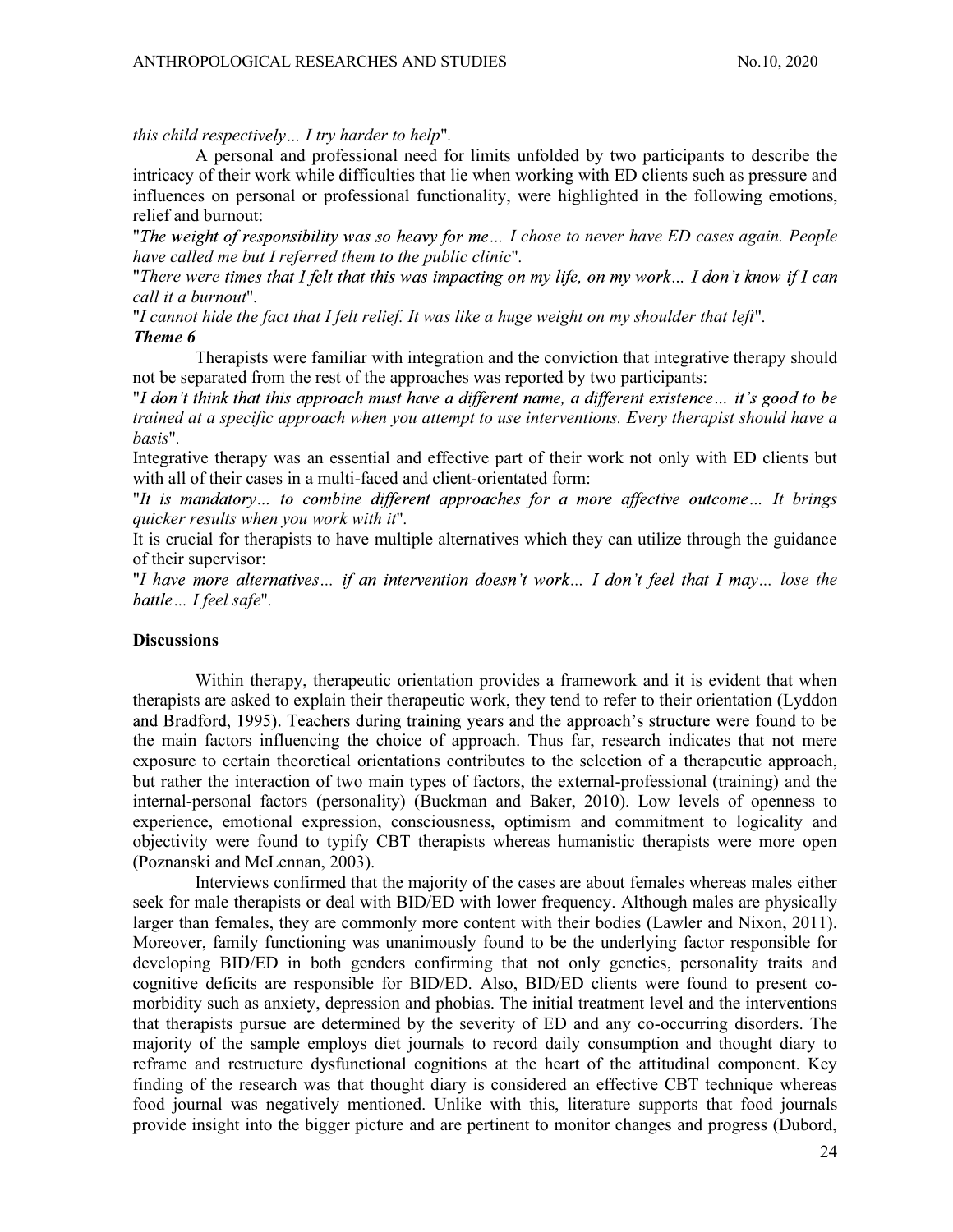*this child respectively… I try harder to help*".

A personal and professional need for limits unfolded by two participants to describe the intricacy of their work while difficulties that lie when working with ED clients such as pressure and influences on personal or professional functionality, were highlighted in the following emotions, relief and burnout:

"*The weight of responsibility was so heavy for me… I chose to never have ED cases again. People have called me but I referred them to the public clinic*".

"*There were times that I felt that this was impacting on my life, on my work… I don't know if I can call it a burnout*".

"*I cannot hide the fact that I felt relief. It was like a huge weight on my shoulder that left*".

***Theme 6***

Therapists were familiar with integration and the conviction that integrative therapy should not be separated from the rest of the approaches was reported by two participants:

"*I don't think that this approach must have a different name, a different existence… it's good to be trained at a specific approach when you attempt to use interventions. Every therapist should have a basis*".

Integrative therapy was an essential and effective part of their work not only with ED clients but with all of their cases in a multi-faced and client-orientated form:

"*It is mandatory… to combine different approaches for a more affective outcome… It brings quicker results when you work with it*".

It is crucial for therapists to have multiple alternatives which they can utilize through the guidance of their supervisor:

"*I have more alternatives… if an intervention doesn't work… I don't feel that I may… lose the battle… I feel safe*".

## Discussions

Within therapy, therapeutic orientation provides a framework and it is evident that when therapists are asked to explain their therapeutic work, they tend to refer to their orientation (Lyddon and Bradford, 1995). Teachers during training years and the approach's structure were found to be the main factors influencing the choice of approach. Thus far, research indicates that not mere exposure to certain theoretical orientations contributes to the selection of a therapeutic approach, but rather the interaction of two main types of factors, the external-professional (training) and the internal-personal factors (personality) (Buckman and Baker, 2010). Low levels of openness to experience, emotional expression, consciousness, optimism and commitment to logicality and objectivity were found to typify CBT therapists whereas humanistic therapists were more open (Poznanski and McLennan, 2003).

Interviews confirmed that the majority of the cases are about females whereas males either seek for male therapists or deal with BID/ED with lower frequency. Although males are physically larger than females, they are commonly more content with their bodies (Lawler and Nixon, 2011). Moreover, family functioning was unanimously found to be the underlying factor responsible for developing BID/ED in both genders confirming that not only genetics, personality traits and cognitive deficits are responsible for BID/ED. Also, BID/ED clients were found to present co-morbidity such as anxiety, depression and phobias. The initial treatment level and the interventions that therapists pursue are determined by the severity of ED and any co-occurring disorders. The majority of the sample employs diet journals to record daily consumption and thought diary to reframe and restructure dysfunctional cognitions at the heart of the attitudinal component. Key finding of the research was that thought diary is considered an effective CBT technique whereas food journal was negatively mentioned. Unlike with this, literature supports that food journals provide insight into the bigger picture and are pertinent to monitor changes and progress (Dubord,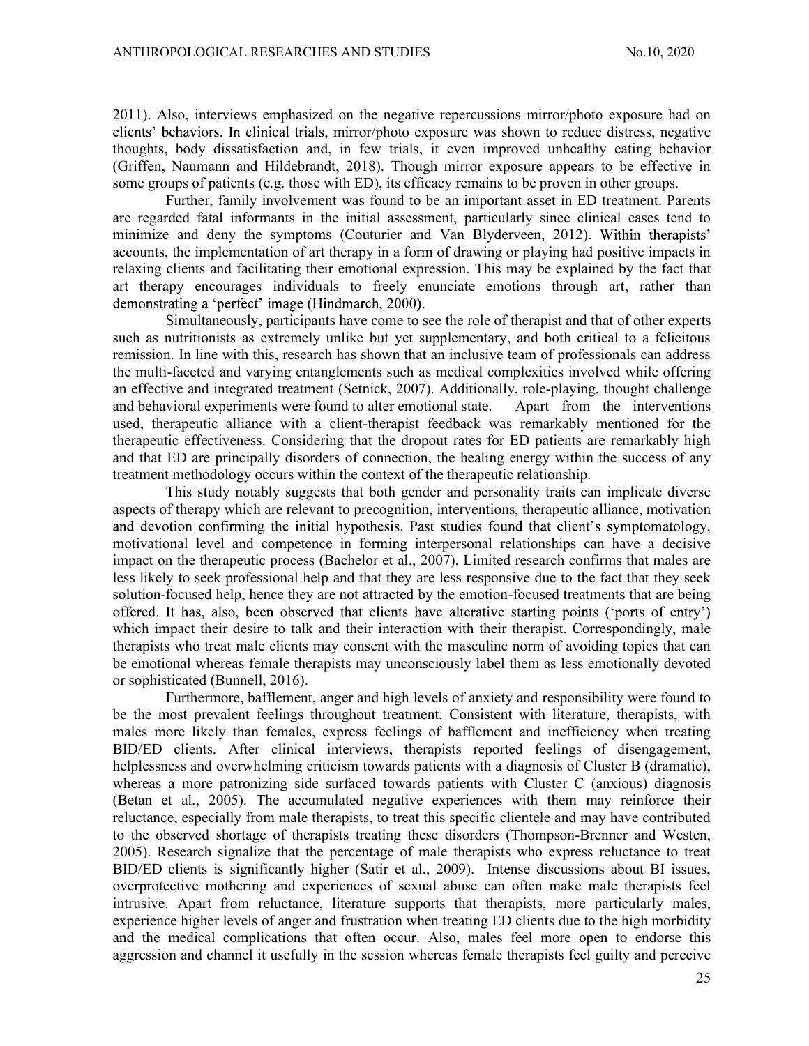2011). Also, interviews emphasized on the negative repercussions mirror/photo exposure had on clients' behaviors. In clinical trials, mirror/photo exposure was shown to reduce distress, negative thoughts, body dissatisfaction and, in few trials, it even improved unhealthy eating behavior (Griffen, Naumann and Hildebrandt, 2018). Though mirror exposure appears to be effective in some groups of patients (e.g. those with ED), its efficacy remains to be proven in other groups.

Further, family involvement was found to be an important asset in ED treatment. Parents are regarded fatal informants in the initial assessment, particularly since clinical cases tend to minimize and deny the symptoms (Couturier and Van Blyderveen, 2012). Within therapists' accounts, the implementation of art therapy in a form of drawing or playing had positive impacts in relaxing clients and facilitating their emotional expression. This may be explained by the fact that art therapy encourages individuals to freely enunciate emotions through art, rather than demonstrating a 'perfect' image (Hindmarch, 2000).

Simultaneously, participants have come to see the role of therapist and that of other experts such as nutritionists as extremely unlike but yet supplementary, and both critical to a felicitous remission. In line with this, research has shown that an inclusive team of professionals can address the multi-faceted and varying entanglements such as medical complexities involved while offering an effective and integrated treatment (Setnick, 2007). Additionally, role-playing, thought challenge and behavioral experiments were found to alter emotional state. Apart from the interventions used, therapeutic alliance with a client-therapist feedback was remarkably mentioned for the therapeutic effectiveness. Considering that the dropout rates for ED patients are remarkably high and that ED are principally disorders of connection, the healing energy within the success of any treatment methodology occurs within the context of the therapeutic relationship.

This study notably suggests that both gender and personality traits can implicate diverse aspects of therapy which are relevant to precognition, interventions, therapeutic alliance, motivation and devotion confirming the initial hypothesis. Past studies found that client's symptomatology, motivational level and competence in forming interpersonal relationships can have a decisive impact on the therapeutic process (Bachelor et al., 2007). Limited research confirms that males are less likely to seek professional help and that they are less responsive due to the fact that they seek solution-focused help, hence they are not attracted by the emotion-focused treatments that are being offered. It has, also, been observed that clients have alterative starting points ('ports of entry') which impact their desire to talk and their interaction with their therapist. Correspondingly, male therapists who treat male clients may consent with the masculine norm of avoiding topics that can be emotional whereas female therapists may unconsciously label them as less emotionally devoted or sophisticated (Bunnell, 2016).

Furthermore, bafflement, anger and high levels of anxiety and responsibility were found to be the most prevalent feelings throughout treatment. Consistent with literature, therapists, with males more likely than females, express feelings of bafflement and inefficiency when treating BID/ED clients. After clinical interviews, therapists reported feelings of disengagement, helplessness and overwhelming criticism towards patients with a diagnosis of Cluster B (dramatic), whereas a more patronizing side surfaced towards patients with Cluster C (anxious) diagnosis (Betan et al., 2005). The accumulated negative experiences with them may reinforce their reluctance, especially from male therapists, to treat this specific clientele and may have contributed to the observed shortage of therapists treating these disorders (Thompson-Brenner and Westen, 2005). Research signalize that the percentage of male therapists who express reluctance to treat BID/ED clients is significantly higher (Satir et al., 2009). Intense discussions about BI issues, overprotective mothering and experiences of sexual abuse can often make male therapists feel intrusive. Apart from reluctance, literature supports that therapists, more particularly males, experience higher levels of anger and frustration when treating ED clients due to the high morbidity and the medical complications that often occur. Also, males feel more open to endorse this aggression and channel it usefully in the session whereas female therapists feel guilty and perceive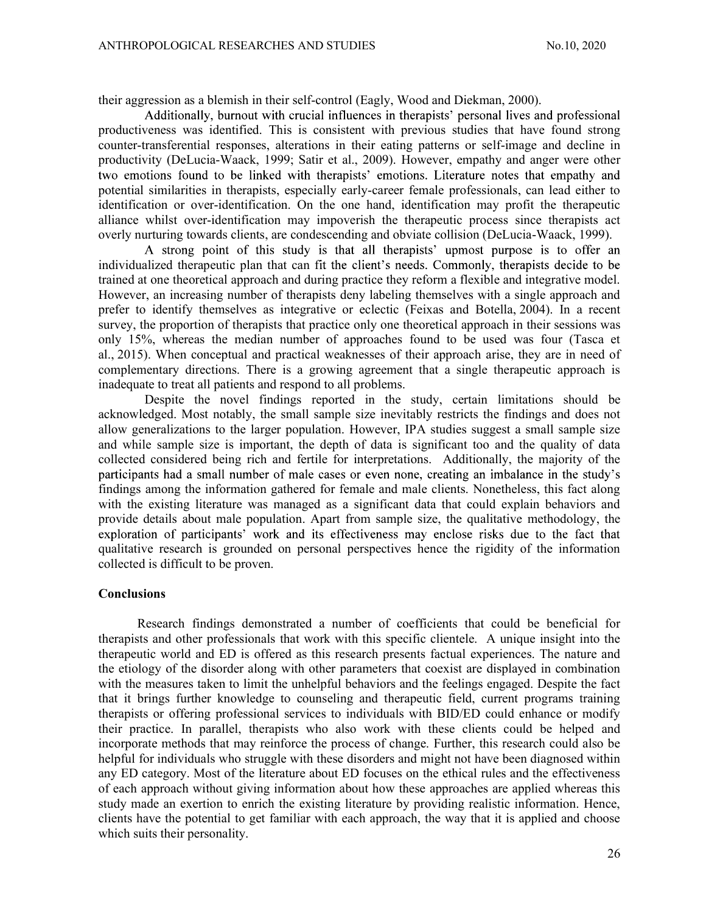their aggression as a blemish in their self-control (Eagly, Wood and Diekman, 2000).

Additionally, burnout with crucial influences in therapists' personal lives and professional productiveness was identified. This is consistent with previous studies that have found strong counter-transferential responses, alterations in their eating patterns or self-image and decline in productivity (DeLucia-Waack, 1999; Satir et al., 2009). However, empathy and anger were other two emotions found to be linked with therapists' emotions. Literature notes that empathy and potential similarities in therapists, especially early-career female professionals, can lead either to identification or over-identification. On the one hand, identification may profit the therapeutic alliance whilst over-identification may impoverish the therapeutic process since therapists act overly nurturing towards clients, are condescending and obviate collision (DeLucia-Waack, 1999).

A strong point of this study is that all therapists' upmost purpose is to offer an individualized therapeutic plan that can fit the client's needs. Commonly, therapists decide to be trained at one theoretical approach and during practice they reform a flexible and integrative model. However, an increasing number of therapists deny labeling themselves with a single approach and prefer to identify themselves as integrative or eclectic (Feixas and Botella, 2004). In a recent survey, the proportion of therapists that practice only one theoretical approach in their sessions was only 15%, whereas the median number of approaches found to be used was four (Tasca et al., 2015). When conceptual and practical weaknesses of their approach arise, they are in need of complementary directions. There is a growing agreement that a single therapeutic approach is inadequate to treat all patients and respond to all problems.

Despite the novel findings reported in the study, certain limitations should be acknowledged. Most notably, the small sample size inevitably restricts the findings and does not allow generalizations to the larger population. However, IPA studies suggest a small sample size and while sample size is important, the depth of data is significant too and the quality of data collected considered being rich and fertile for interpretations. Additionally, the majority of the participants had a small number of male cases or even none, creating an imbalance in the study's findings among the information gathered for female and male clients. Nonetheless, this fact along with the existing literature was managed as a significant data that could explain behaviors and provide details about male population. Apart from sample size, the qualitative methodology, the exploration of participants' work and its effectiveness may enclose risks due to the fact that qualitative research is grounded on personal perspectives hence the rigidity of the information collected is difficult to be proven.

## Conclusions

Research findings demonstrated a number of coefficients that could be beneficial for therapists and other professionals that work with this specific clientele. A unique insight into the therapeutic world and ED is offered as this research presents factual experiences. The nature and the etiology of the disorder along with other parameters that coexist are displayed in combination with the measures taken to limit the unhelpful behaviors and the feelings engaged. Despite the fact that it brings further knowledge to counseling and therapeutic field, current programs training therapists or offering professional services to individuals with BID/ED could enhance or modify their practice. In parallel, therapists who also work with these clients could be helped and incorporate methods that may reinforce the process of change. Further, this research could also be helpful for individuals who struggle with these disorders and might not have been diagnosed within any ED category. Most of the literature about ED focuses on the ethical rules and the effectiveness of each approach without giving information about how these approaches are applied whereas this study made an exertion to enrich the existing literature by providing realistic information. Hence, clients have the potential to get familiar with each approach, the way that it is applied and choose which suits their personality.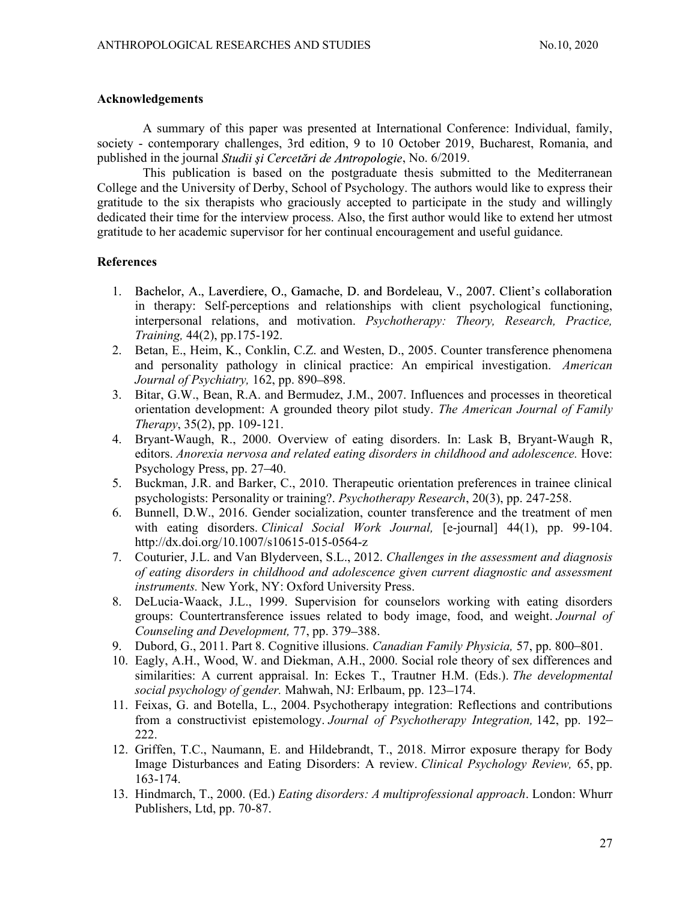## Acknowledgements

A summary of this paper was presented at International Conference: Individual, family, society - contemporary challenges, 3rd edition, 9 to 10 October 2019, Bucharest, Romania, and published in the journal *Studii şi Cercetări de Antropologie*, No. 6/2019.

This publication is based on the postgraduate thesis submitted to the Mediterranean College and the University of Derby, School of Psychology. The authors would like to express their gratitude to the six therapists who graciously accepted to participate in the study and willingly dedicated their time for the interview process. Also, the first author would like to extend her utmost gratitude to her academic supervisor for her continual encouragement and useful guidance.

## References

1. Bachelor, A., Laverdiere, O., Gamache, D. and Bordeleau, V., 2007. Client's collaboration in therapy: Self-perceptions and relationships with client psychological functioning, interpersonal relations, and motivation. *Psychotherapy: Theory, Research, Practice, Training,* 44(2), pp.175-192.
2. Betan, E., Heim, K., Conklin, C.Z. and Westen, D., 2005. Counter transference phenomena and personality pathology in clinical practice: An empirical investigation. *American Journal of Psychiatry,* 162, pp. 890–898.
3. Bitar, G.W., Bean, R.A. and Bermudez, J.M., 2007. Influences and processes in theoretical orientation development: A grounded theory pilot study. *The American Journal of Family Therapy*, 35(2), pp. 109-121.
4. Bryant-Waugh, R., 2000. Overview of eating disorders. In: Lask B, Bryant-Waugh R, editors. *Anorexia nervosa and related eating disorders in childhood and adolescence.* Hove: Psychology Press, pp. 27–40.
5. Buckman, J.R. and Barker, C., 2010. Therapeutic orientation preferences in trainee clinical psychologists: Personality or training?. *Psychotherapy Research*, 20(3), pp. 247-258.
6. Bunnell, D.W., 2016. Gender socialization, counter transference and the treatment of men with eating disorders. *Clinical Social Work Journal,* [e-journal] 44(1), pp. 99-104. http://dx.doi.org/10.1007/s10615-015-0564-z
7. Couturier, J.L. and Van Blyderveen, S.L., 2012. *Challenges in the assessment and diagnosis of eating disorders in childhood and adolescence given current diagnostic and assessment instruments.* New York, NY: Oxford University Press.
8. DeLucia-Waack, J.L., 1999. Supervision for counselors working with eating disorders groups: Countertransference issues related to body image, food, and weight. *Journal of Counseling and Development,* 77, pp. 379–388.
9. Dubord, G., 2011. Part 8. Cognitive illusions. *Canadian Family Physicia,* 57, pp. 800–801.
10. Eagly, A.H., Wood, W. and Diekman, A.H., 2000. Social role theory of sex differences and similarities: A current appraisal. In: Eckes T., Trautner H.M. (Eds.). *The developmental social psychology of gender.* Mahwah, NJ: Erlbaum, pp. 123–174.
11. Feixas, G. and Botella, L., 2004. Psychotherapy integration: Reflections and contributions from a constructivist epistemology. *Journal of Psychotherapy Integration,* 142, pp. 192–222.
12. Griffen, T.C., Naumann, E. and Hildebrandt, T., 2018. Mirror exposure therapy for Body Image Disturbances and Eating Disorders: A review. *Clinical Psychology Review,* 65, pp. 163-174.
13. Hindmarch, T., 2000. (Ed.) *Eating disorders: A multiprofessional approach*. London: Whurr Publishers, Ltd, pp. 70-87.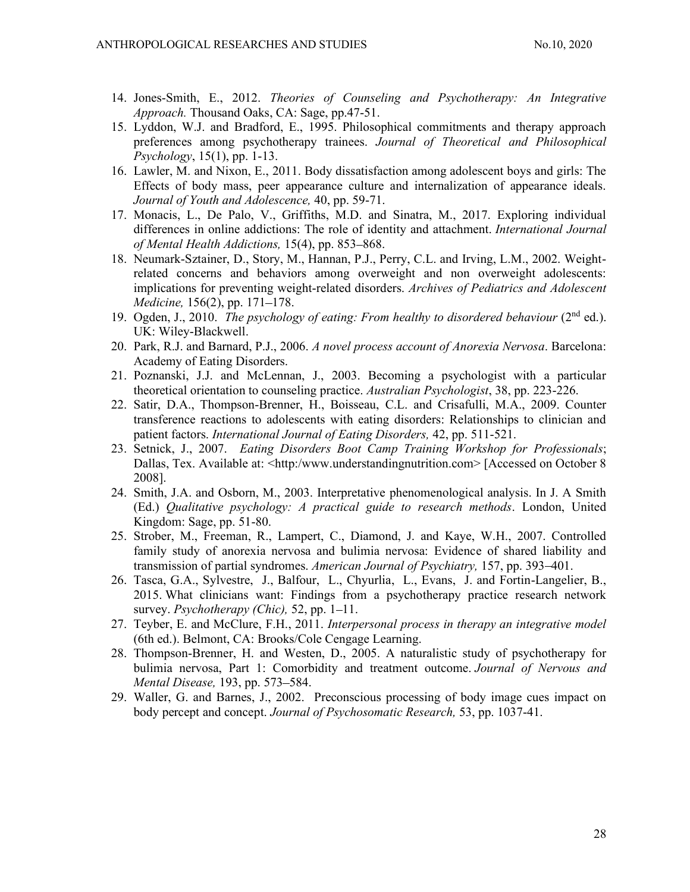14. Jones-Smith, E., 2012. *Theories of Counseling and Psychotherapy: An Integrative Approach.* Thousand Oaks, CA: Sage, pp.47-51.
15. Lyddon, W.J. and Bradford, E., 1995. Philosophical commitments and therapy approach preferences among psychotherapy trainees. *Journal of Theoretical and Philosophical Psychology*, 15(1), pp. 1-13.
16. Lawler, M. and Nixon, E., 2011. Body dissatisfaction among adolescent boys and girls: The Effects of body mass, peer appearance culture and internalization of appearance ideals. *Journal of Youth and Adolescence,* 40, pp. 59-71.
17. Monacis, L., De Palo, V., Griffiths, M.D. and Sinatra, M., 2017. Exploring individual differences in online addictions: The role of identity and attachment. *International Journal of Mental Health Addictions,* 15(4), pp. 853–868.
18. Neumark-Sztainer, D., Story, M., Hannan, P.J., Perry, C.L. and Irving, L.M., 2002. Weight-related concerns and behaviors among overweight and non overweight adolescents: implications for preventing weight-related disorders. *Archives of Pediatrics and Adolescent Medicine,* 156(2), pp. 171–178.
19. Ogden, J., 2010. *The psychology of eating: From healthy to disordered behaviour* (2nd ed.). UK: Wiley-Blackwell.
20. Park, R.J. and Barnard, P.J., 2006. *A novel process account of Anorexia Nervosa*. Barcelona: Academy of Eating Disorders.
21. Poznanski, J.J. and McLennan, J., 2003. Becoming a psychologist with a particular theoretical orientation to counseling practice. *Australian Psychologist*, 38, pp. 223-226.
22. Satir, D.A., Thompson-Brenner, H., Boisseau, C.L. and Crisafulli, M.A., 2009. Counter transference reactions to adolescents with eating disorders: Relationships to clinician and patient factors. *International Journal of Eating Disorders,* 42, pp. 511-521.
23. Setnick, J., 2007. *Eating Disorders Boot Camp Training Workshop for Professionals*; Dallas, Tex. Available at: <http:/www.understandingnutrition.com> [Accessed on October 8 2008].
24. Smith, J.A. and Osborn, M., 2003. Interpretative phenomenological analysis. In J. A Smith (Ed.) *Qualitative psychology: A practical guide to research methods*. London, United Kingdom: Sage, pp. 51-80.
25. Strober, M., Freeman, R., Lampert, C., Diamond, J. and Kaye, W.H., 2007. Controlled family study of anorexia nervosa and bulimia nervosa: Evidence of shared liability and transmission of partial syndromes. *American Journal of Psychiatry,* 157, pp. 393–401.
26. Tasca, G.A., Sylvestre, J., Balfour, L., Chyurlia, L., Evans, J. and Fortin-Langelier, B., 2015. What clinicians want: Findings from a psychotherapy practice research network survey. *Psychotherapy (Chic),* 52, pp. 1–11.
27. Teyber, E. and McClure, F.H., 2011. *Interpersonal process in therapy an integrative model* (6th ed.). Belmont, CA: Brooks/Cole Cengage Learning.
28. Thompson-Brenner, H. and Westen, D., 2005. A naturalistic study of psychotherapy for bulimia nervosa, Part 1: Comorbidity and treatment outcome. *Journal of Nervous and Mental Disease,* 193, pp. 573–584.
29. Waller, G. and Barnes, J., 2002. Preconscious processing of body image cues impact on body percept and concept. *Journal of Psychosomatic Research,* 53, pp. 1037-41.